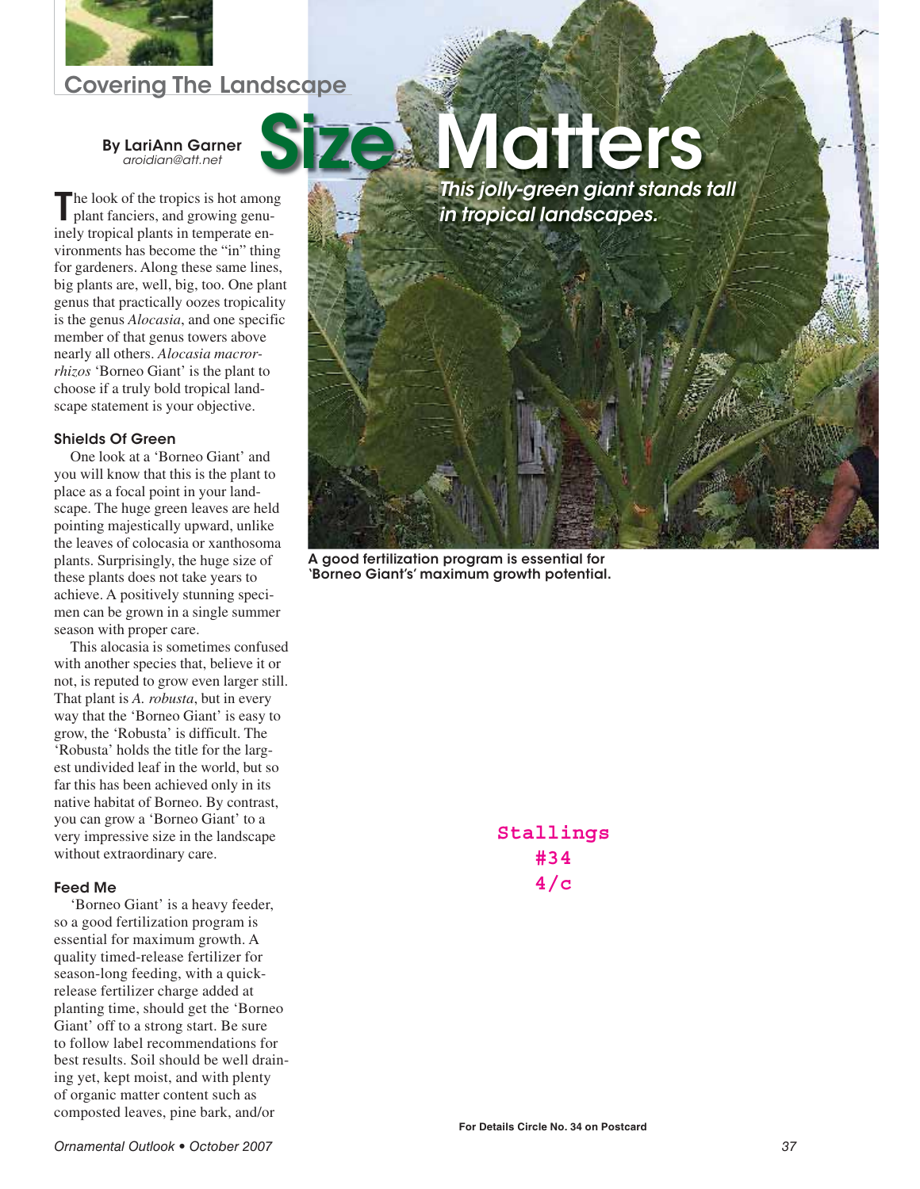Covering The Landscape

# Size Matters

*This jolly-green giant stands tall in tropical landscapes.*

**By LariAnn Garner**
*aroidian@att.net*

The look of the tropics is hot among plant fanciers, and growing genuinely tropical plants in temperate environments has become the "in" thing for gardeners. Along these same lines, big plants are, well, big, too. One plant genus that practically oozes tropicality is the genus *Alocasia*, and one specific member of that genus towers above nearly all others. *Alocasia macrorrhizos* 'Borneo Giant' is the plant to choose if a truly bold tropical landscape statement is your objective.

### Shields Of Green

One look at a 'Borneo Giant' and you will know that this is the plant to place as a focal point in your landscape. The huge green leaves are held pointing majestically upward, unlike the leaves of colocasia or xanthosoma plants. Surprisingly, the huge size of these plants does not take years to achieve. A positively stunning specimen can be grown in a single summer season with proper care.

This alocasia is sometimes confused with another species that, believe it or not, is reputed to grow even larger still. That plant is *A. robusta*, but in every way that the 'Borneo Giant' is easy to grow, the 'Robusta' is difficult. The 'Robusta' holds the title for the largest undivided leaf in the world, but so far this has been achieved only in its native habitat of Borneo. By contrast, you can grow a 'Borneo Giant' to a very impressive size in the landscape without extraordinary care.

### Feed Me

'Borneo Giant' is a heavy feeder, so a good fertilization program is essential for maximum growth. A quality timed-release fertilizer for season-long feeding, with a quick-release fertilizer charge added at planting time, should get the 'Borneo Giant' off to a strong start. Be sure to follow label recommendations for best results. Soil should be well draining yet, kept moist, and with plenty of organic matter content such as composted leaves, pine bark, and/or

**A good fertilization program is essential for 'Borneo Giant's' maximum growth potential.**

Stallings
#34
4/c

For Details Circle No. 34 on Postcard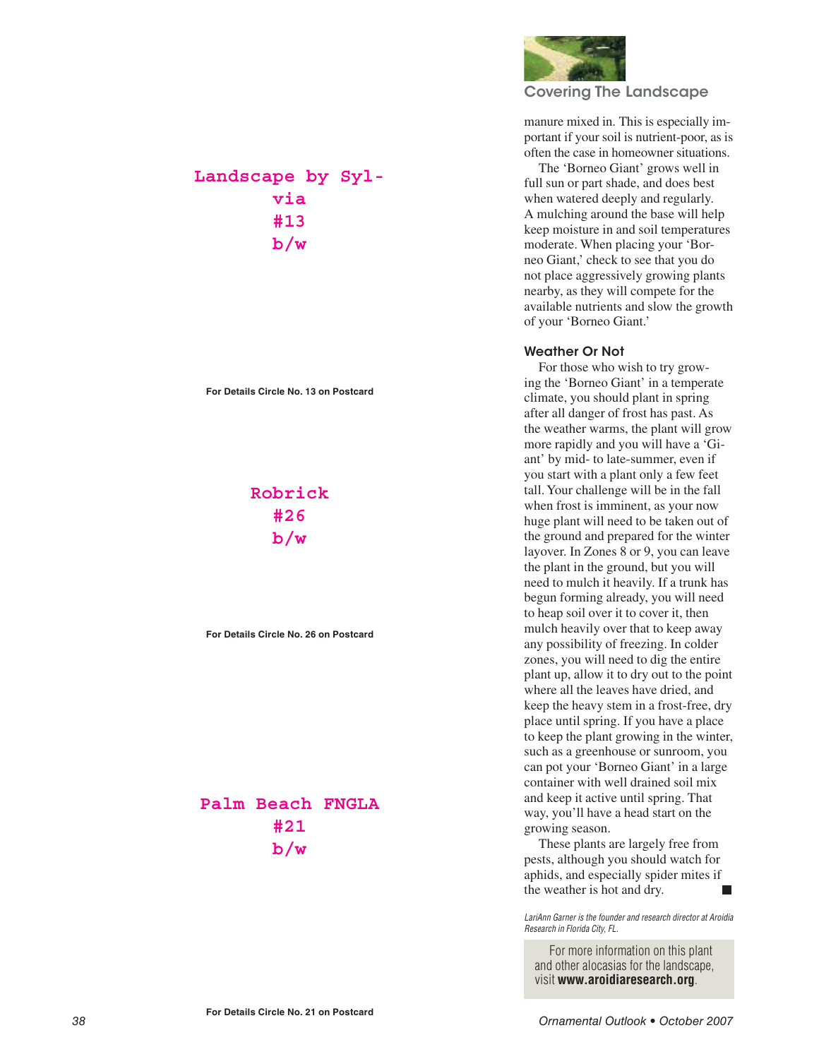Landscape by Sylvia
#13
b/w

For Details Circle No. 13 on Postcard

Robrick
#26
b/w

For Details Circle No. 26 on Postcard

Palm Beach FNGLA
#21
b/w

For Details Circle No. 21 on Postcard

manure mixed in. This is especially important if your soil is nutrient-poor, as is often the case in homeowner situations.

The 'Borneo Giant' grows well in full sun or part shade, and does best when watered deeply and regularly. A mulching around the base will help keep moisture in and soil temperatures moderate. When placing your 'Borneo Giant,' check to see that you do not place aggressively growing plants nearby, as they will compete for the available nutrients and slow the growth of your 'Borneo Giant.'

### Weather Or Not

For those who wish to try growing the 'Borneo Giant' in a temperate climate, you should plant in spring after all danger of frost has past. As the weather warms, the plant will grow more rapidly and you will have a 'Giant' by mid- to late-summer, even if you start with a plant only a few feet tall. Your challenge will be in the fall when frost is imminent, as your now huge plant will need to be taken out of the ground and prepared for the winter layover. In Zones 8 or 9, you can leave the plant in the ground, but you will need to mulch it heavily. If a trunk has begun forming already, you will need to heap soil over it to cover it, then mulch heavily over that to keep away any possibility of freezing. In colder zones, you will need to dig the entire plant up, allow it to dry out to the point where all the leaves have dried, and keep the heavy stem in a frost-free, dry place until spring. If you have a place to keep the plant growing in the winter, such as a greenhouse or sunroom, you can pot your 'Borneo Giant' in a large container with well drained soil mix and keep it active until spring. That way, you'll have a head start on the growing season.

These plants are largely free from pests, although you should watch for aphids, and especially spider mites if the weather is hot and dry. ■

*LariAnn Garner is the founder and research director at Aroidia Research in Florida City, FL.*

For more information on this plant and other alocasias for the landscape, visit **www.aroidiaresearch.org**.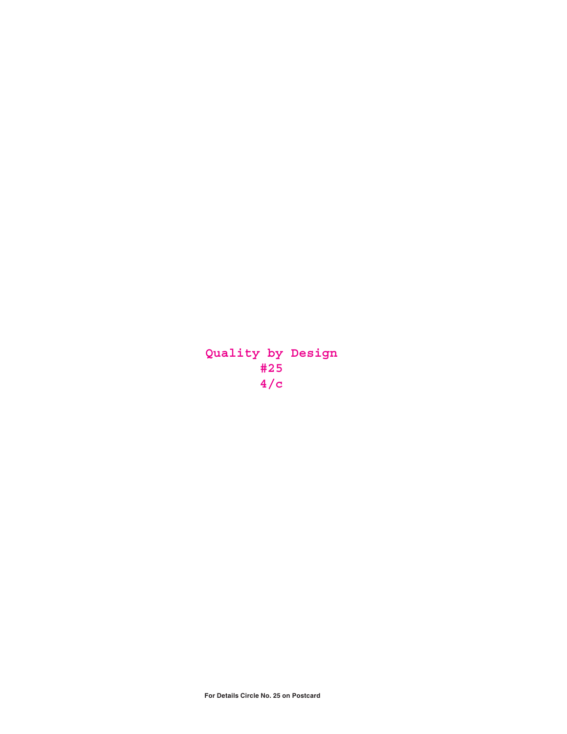Quality by Design
#25
4/c

**For Details Circle No. 25 on Postcard**